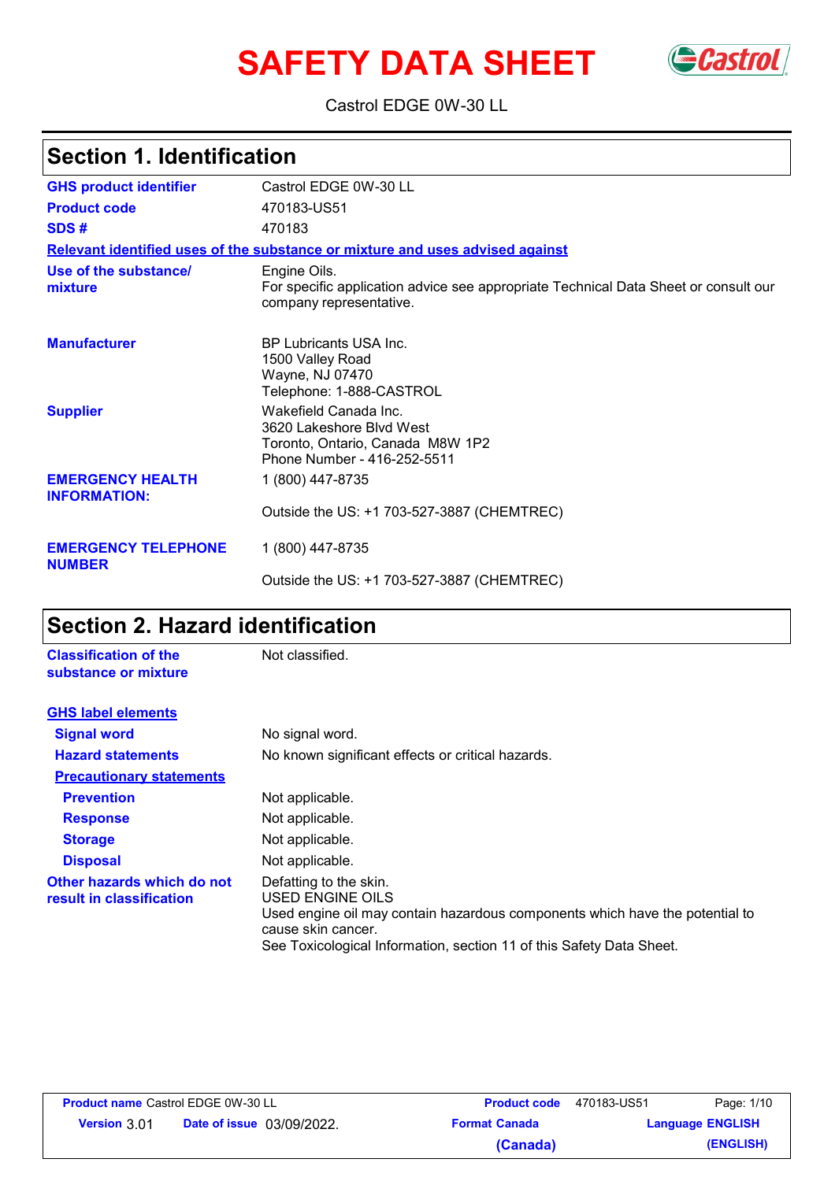# SAFETY DATA SHEET

Castrol EDGE 0W-30 LL

## Section 1. Identification

| | |
|---|---|
| **GHS product identifier** | Castrol EDGE 0W-30 LL |
| **Product code** | 470183-US51 |
| **SDS #** | 470183 |

**Relevant identified uses of the substance or mixture and uses advised against**

| | |
|---|---|
| **Use of the substance/ mixture** | Engine Oils.<br>For specific application advice see appropriate Technical Data Sheet or consult our company representative. |
| **Manufacturer** | BP Lubricants USA Inc.<br>1500 Valley Road<br>Wayne, NJ 07470<br>Telephone: 1-888-CASTROL |
| **Supplier** | Wakefield Canada Inc.<br>3620 Lakeshore Blvd West<br>Toronto, Ontario, Canada M8W 1P2<br>Phone Number - 416-252-5511 |
| **EMERGENCY HEALTH INFORMATION:** | 1 (800) 447-8735<br><br>Outside the US: +1 703-527-3887 (CHEMTREC) |
| **EMERGENCY TELEPHONE NUMBER** | 1 (800) 447-8735<br><br>Outside the US: +1 703-527-3887 (CHEMTREC) |

## Section 2. Hazard identification

| | |
|---|---|
| **Classification of the substance or mixture** | Not classified. |

**GHS label elements**

| | |
|---|---|
| **Signal word** | No signal word. |
| **Hazard statements** | No known significant effects or critical hazards. |

**Precautionary statements**

| | |
|---|---|
| **Prevention** | Not applicable. |
| **Response** | Not applicable. |
| **Storage** | Not applicable. |
| **Disposal** | Not applicable. |
| **Other hazards which do not result in classification** | Defatting to the skin.<br>USED ENGINE OILS<br>Used engine oil may contain hazardous components which have the potential to cause skin cancer.<br>See Toxicological Information, section 11 of this Safety Data Sheet. |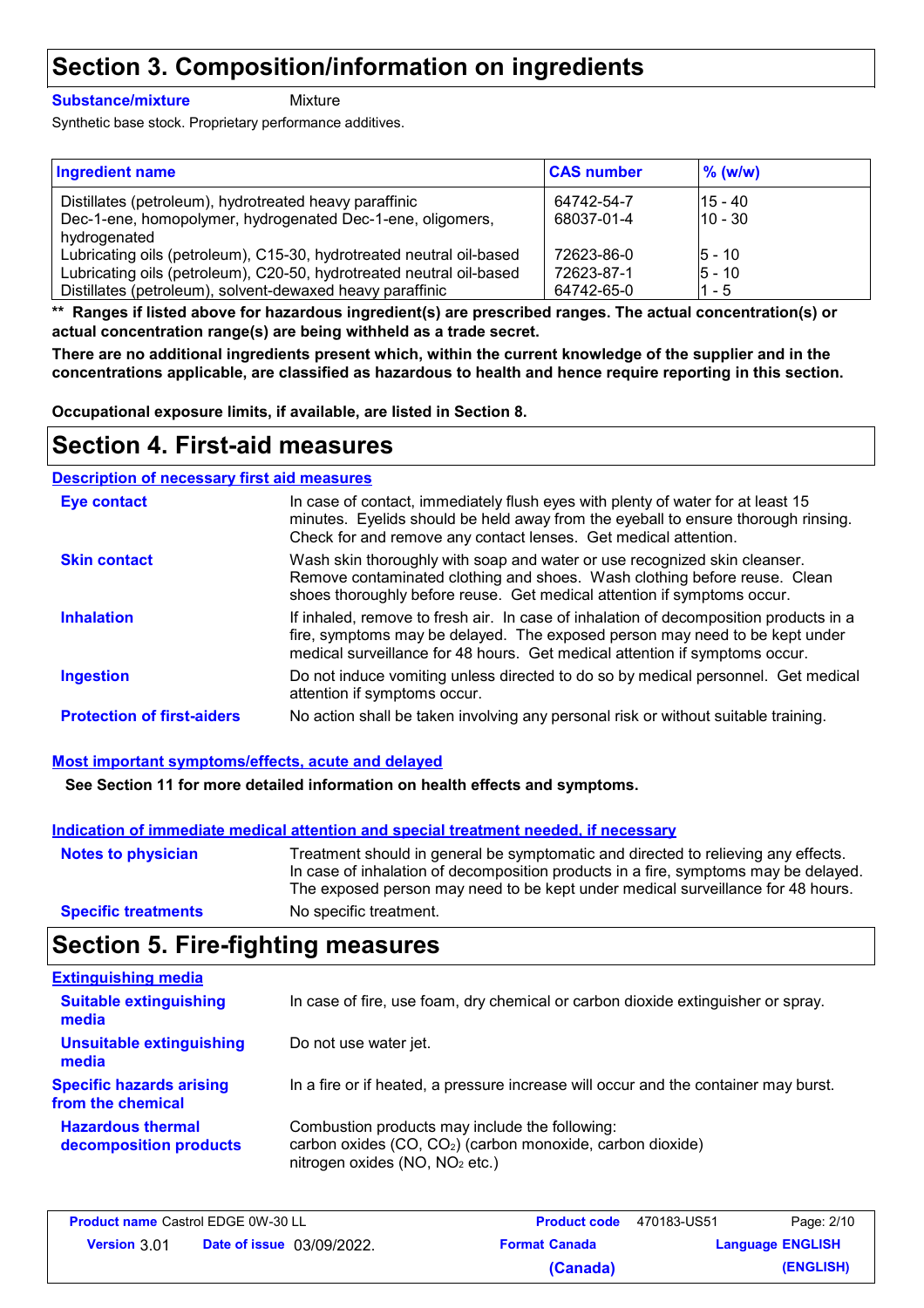# Section 3. Composition/information on ingredients

**Substance/mixture** Mixture

Synthetic base stock. Proprietary performance additives.

| Ingredient name | CAS number | % (w/w) |
|---|---|---|
| Distillates (petroleum), hydrotreated heavy paraffinic | 64742-54-7 | 15 - 40 |
| Dec-1-ene, homopolymer, hydrogenated Dec-1-ene, oligomers, hydrogenated | 68037-01-4 | 10 - 30 |
| Lubricating oils (petroleum), C15-30, hydrotreated neutral oil-based | 72623-86-0 | 5 - 10 |
| Lubricating oils (petroleum), C20-50, hydrotreated neutral oil-based | 72623-87-1 | 5 - 10 |
| Distillates (petroleum), solvent-dewaxed heavy paraffinic | 64742-65-0 | 1 - 5 |

**** Ranges if listed above for hazardous ingredient(s) are prescribed ranges. The actual concentration(s) or actual concentration range(s) are being withheld as a trade secret.**

**There are no additional ingredients present which, within the current knowledge of the supplier and in the concentrations applicable, are classified as hazardous to health and hence require reporting in this section.**

**Occupational exposure limits, if available, are listed in Section 8.**

# Section 4. First-aid measures

## Description of necessary first aid measures

**Eye contact**
In case of contact, immediately flush eyes with plenty of water for at least 15 minutes. Eyelids should be held away from the eyeball to ensure thorough rinsing. Check for and remove any contact lenses. Get medical attention.

**Skin contact**
Wash skin thoroughly with soap and water or use recognized skin cleanser. Remove contaminated clothing and shoes. Wash clothing before reuse. Clean shoes thoroughly before reuse. Get medical attention if symptoms occur.

**Inhalation**
If inhaled, remove to fresh air. In case of inhalation of decomposition products in a fire, symptoms may be delayed. The exposed person may need to be kept under medical surveillance for 48 hours. Get medical attention if symptoms occur.

**Ingestion**
Do not induce vomiting unless directed to do so by medical personnel. Get medical attention if symptoms occur.

**Protection of first-aiders**
No action shall be taken involving any personal risk or without suitable training.

## Most important symptoms/effects, acute and delayed

**See Section 11 for more detailed information on health effects and symptoms.**

## Indication of immediate medical attention and special treatment needed, if necessary

**Notes to physician**
Treatment should in general be symptomatic and directed to relieving any effects. In case of inhalation of decomposition products in a fire, symptoms may be delayed. The exposed person may need to be kept under medical surveillance for 48 hours.

**Specific treatments**
No specific treatment.

# Section 5. Fire-fighting measures

## Extinguishing media

**Suitable extinguishing media**
In case of fire, use foam, dry chemical or carbon dioxide extinguisher or spray.

**Unsuitable extinguishing media**
Do not use water jet.

**Specific hazards arising from the chemical**
In a fire or if heated, a pressure increase will occur and the container may burst.

**Hazardous thermal decomposition products**
Combustion products may include the following:
carbon oxides ($CO$, $CO_2$) (carbon monoxide, carbon dioxide)
nitrogen oxides ($NO$, $NO_2$ etc.)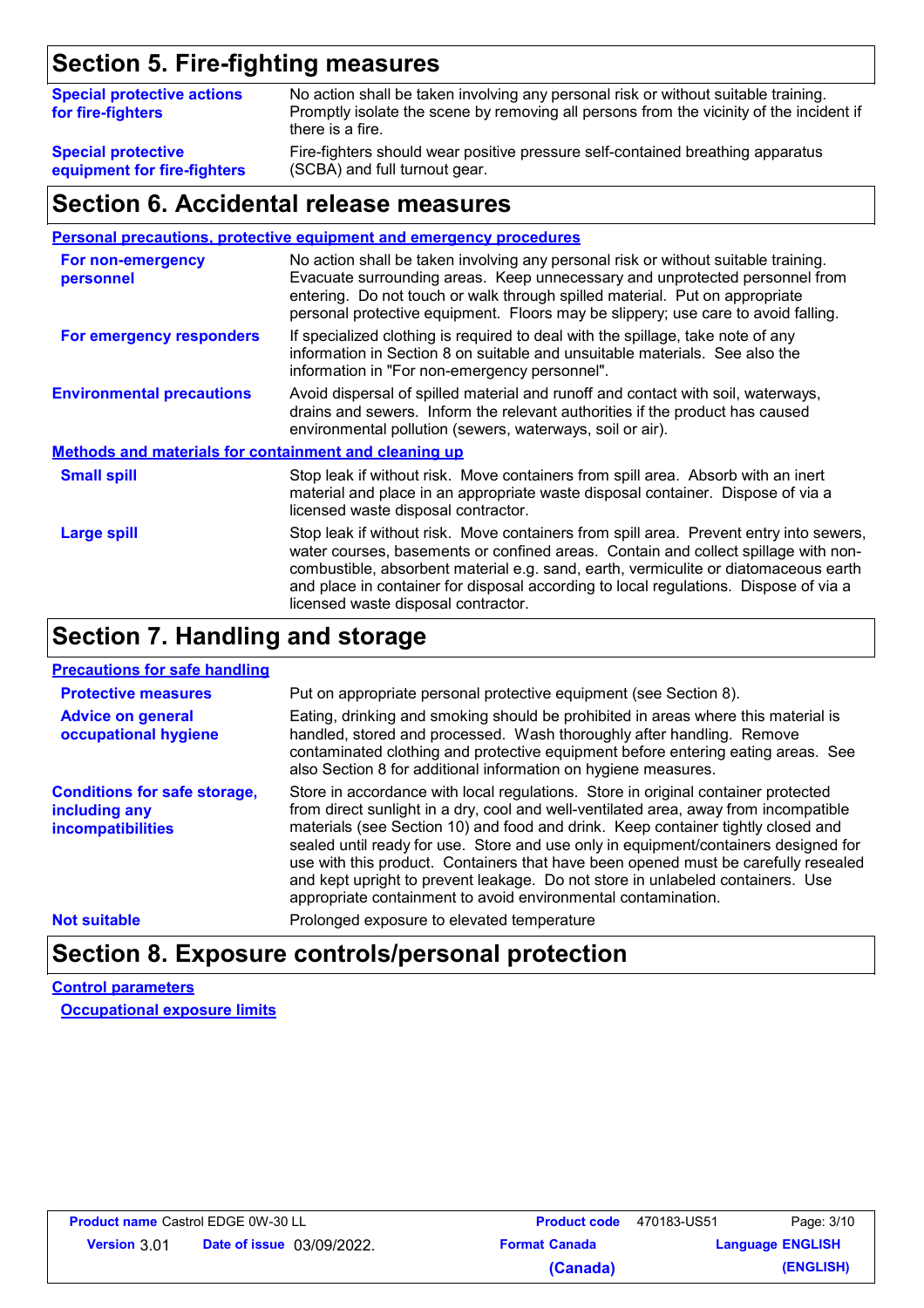## Section 5. Fire-fighting measures

| | |
|---|---|
| **Special protective actions for fire-fighters** | No action shall be taken involving any personal risk or without suitable training. Promptly isolate the scene by removing all persons from the vicinity of the incident if there is a fire. |
| **Special protective equipment for fire-fighters** | Fire-fighters should wear positive pressure self-contained breathing apparatus (SCBA) and full turnout gear. |

## Section 6. Accidental release measures

### Personal precautions, protective equipment and emergency procedures

| | |
|---|---|
| **For non-emergency personnel** | No action shall be taken involving any personal risk or without suitable training. Evacuate surrounding areas. Keep unnecessary and unprotected personnel from entering. Do not touch or walk through spilled material. Put on appropriate personal protective equipment. Floors may be slippery; use care to avoid falling. |
| **For emergency responders** | If specialized clothing is required to deal with the spillage, take note of any information in Section 8 on suitable and unsuitable materials. See also the information in "For non-emergency personnel". |
| **Environmental precautions** | Avoid dispersal of spilled material and runoff and contact with soil, waterways, drains and sewers. Inform the relevant authorities if the product has caused environmental pollution (sewers, waterways, soil or air). |

### Methods and materials for containment and cleaning up

| | |
|---|---|
| **Small spill** | Stop leak if without risk. Move containers from spill area. Absorb with an inert material and place in an appropriate waste disposal container. Dispose of via a licensed waste disposal contractor. |
| **Large spill** | Stop leak if without risk. Move containers from spill area. Prevent entry into sewers, water courses, basements or confined areas. Contain and collect spillage with non-combustible, absorbent material e.g. sand, earth, vermiculite or diatomaceous earth and place in container for disposal according to local regulations. Dispose of via a licensed waste disposal contractor. |

## Section 7. Handling and storage

### Precautions for safe handling

| | |
|---|---|
| **Protective measures** | Put on appropriate personal protective equipment (see Section 8). |
| **Advice on general occupational hygiene** | Eating, drinking and smoking should be prohibited in areas where this material is handled, stored and processed. Wash thoroughly after handling. Remove contaminated clothing and protective equipment before entering eating areas. See also Section 8 for additional information on hygiene measures. |
| **Conditions for safe storage, including any incompatibilities** | Store in accordance with local regulations. Store in original container protected from direct sunlight in a dry, cool and well-ventilated area, away from incompatible materials (see Section 10) and food and drink. Keep container tightly closed and sealed until ready for use. Store and use only in equipment/containers designed for use with this product. Containers that have been opened must be carefully resealed and kept upright to prevent leakage. Do not store in unlabeled containers. Use appropriate containment to avoid environmental contamination. |
| **Not suitable** | Prolonged exposure to elevated temperature |

## Section 8. Exposure controls/personal protection

### Control parameters

#### Occupational exposure limits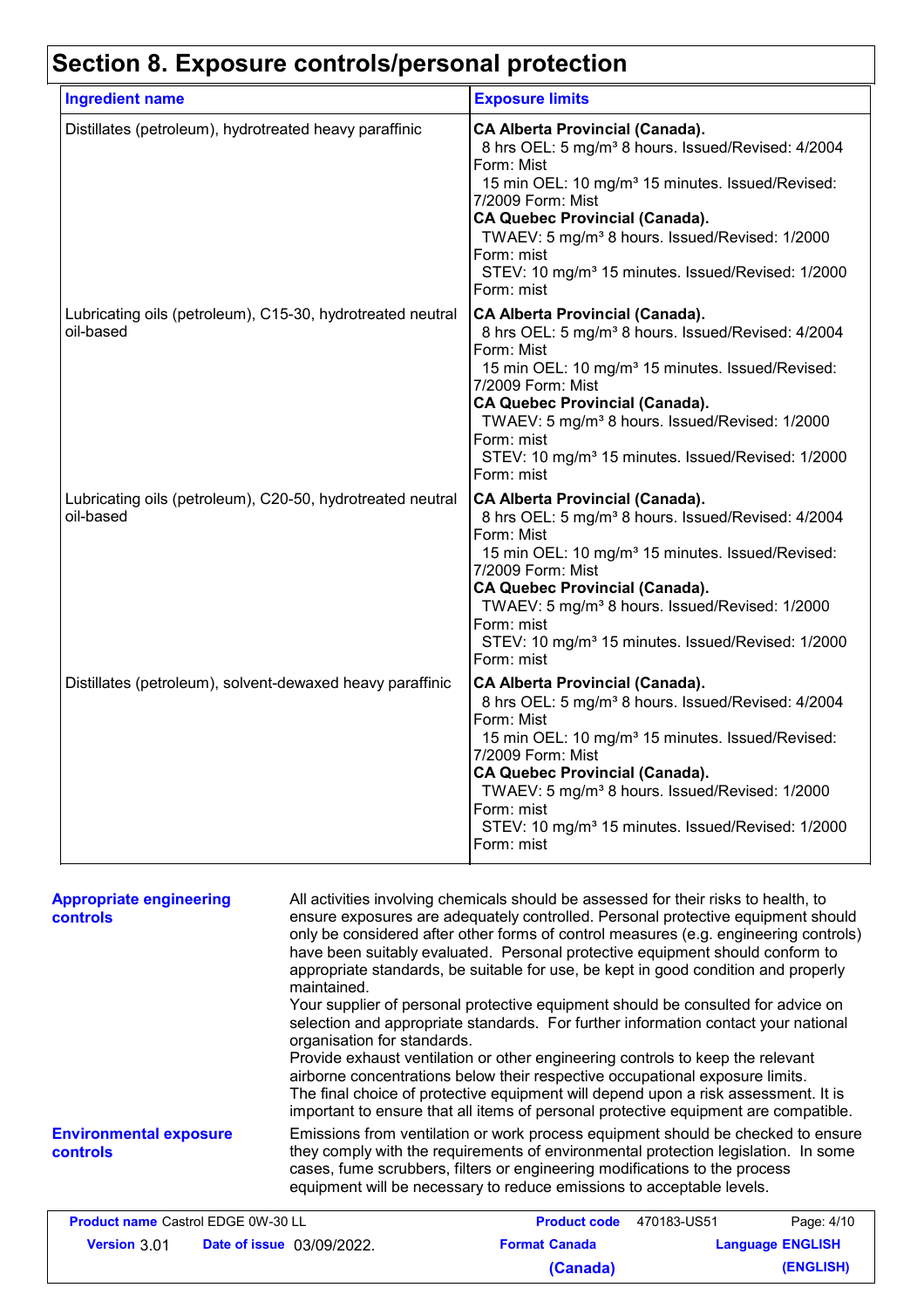# Section 8. Exposure controls/personal protection

| Ingredient name | Exposure limits |
|---|---|
| Distillates (petroleum), hydrotreated heavy paraffinic | **CA Alberta Provincial (Canada).**<br>8 hrs OEL: 5 mg/m³ 8 hours. Issued/Revised: 4/2004 Form: Mist<br>15 min OEL: 10 mg/m³ 15 minutes. Issued/Revised: 7/2009 Form: Mist<br>**CA Quebec Provincial (Canada).**<br>TWAEV: 5 mg/m³ 8 hours. Issued/Revised: 1/2000 Form: mist<br>STEV: 10 mg/m³ 15 minutes. Issued/Revised: 1/2000 Form: mist |
| Lubricating oils (petroleum), C15-30, hydrotreated neutral oil-based | **CA Alberta Provincial (Canada).**<br>8 hrs OEL: 5 mg/m³ 8 hours. Issued/Revised: 4/2004 Form: Mist<br>15 min OEL: 10 mg/m³ 15 minutes. Issued/Revised: 7/2009 Form: Mist<br>**CA Quebec Provincial (Canada).**<br>TWAEV: 5 mg/m³ 8 hours. Issued/Revised: 1/2000 Form: mist<br>STEV: 10 mg/m³ 15 minutes. Issued/Revised: 1/2000 Form: mist |
| Lubricating oils (petroleum), C20-50, hydrotreated neutral oil-based | **CA Alberta Provincial (Canada).**<br>8 hrs OEL: 5 mg/m³ 8 hours. Issued/Revised: 4/2004 Form: Mist<br>15 min OEL: 10 mg/m³ 15 minutes. Issued/Revised: 7/2009 Form: Mist<br>**CA Quebec Provincial (Canada).**<br>TWAEV: 5 mg/m³ 8 hours. Issued/Revised: 1/2000 Form: mist<br>STEV: 10 mg/m³ 15 minutes. Issued/Revised: 1/2000 Form: mist |
| Distillates (petroleum), solvent-dewaxed heavy paraffinic | **CA Alberta Provincial (Canada).**<br>8 hrs OEL: 5 mg/m³ 8 hours. Issued/Revised: 4/2004 Form: Mist<br>15 min OEL: 10 mg/m³ 15 minutes. Issued/Revised: 7/2009 Form: Mist<br>**CA Quebec Provincial (Canada).**<br>TWAEV: 5 mg/m³ 8 hours. Issued/Revised: 1/2000 Form: mist<br>STEV: 10 mg/m³ 15 minutes. Issued/Revised: 1/2000 Form: mist |

**Appropriate engineering controls**

All activities involving chemicals should be assessed for their risks to health, to ensure exposures are adequately controlled. Personal protective equipment should only be considered after other forms of control measures (e.g. engineering controls) have been suitably evaluated. Personal protective equipment should conform to appropriate standards, be suitable for use, be kept in good condition and properly maintained.
Your supplier of personal protective equipment should be consulted for advice on selection and appropriate standards. For further information contact your national organisation for standards.
Provide exhaust ventilation or other engineering controls to keep the relevant airborne concentrations below their respective occupational exposure limits.
The final choice of protective equipment will depend upon a risk assessment. It is important to ensure that all items of personal protective equipment are compatible.

**Environmental exposure controls**

Emissions from ventilation or work process equipment should be checked to ensure they comply with the requirements of environmental protection legislation. In some cases, fume scrubbers, filters or engineering modifications to the process equipment will be necessary to reduce emissions to acceptable levels.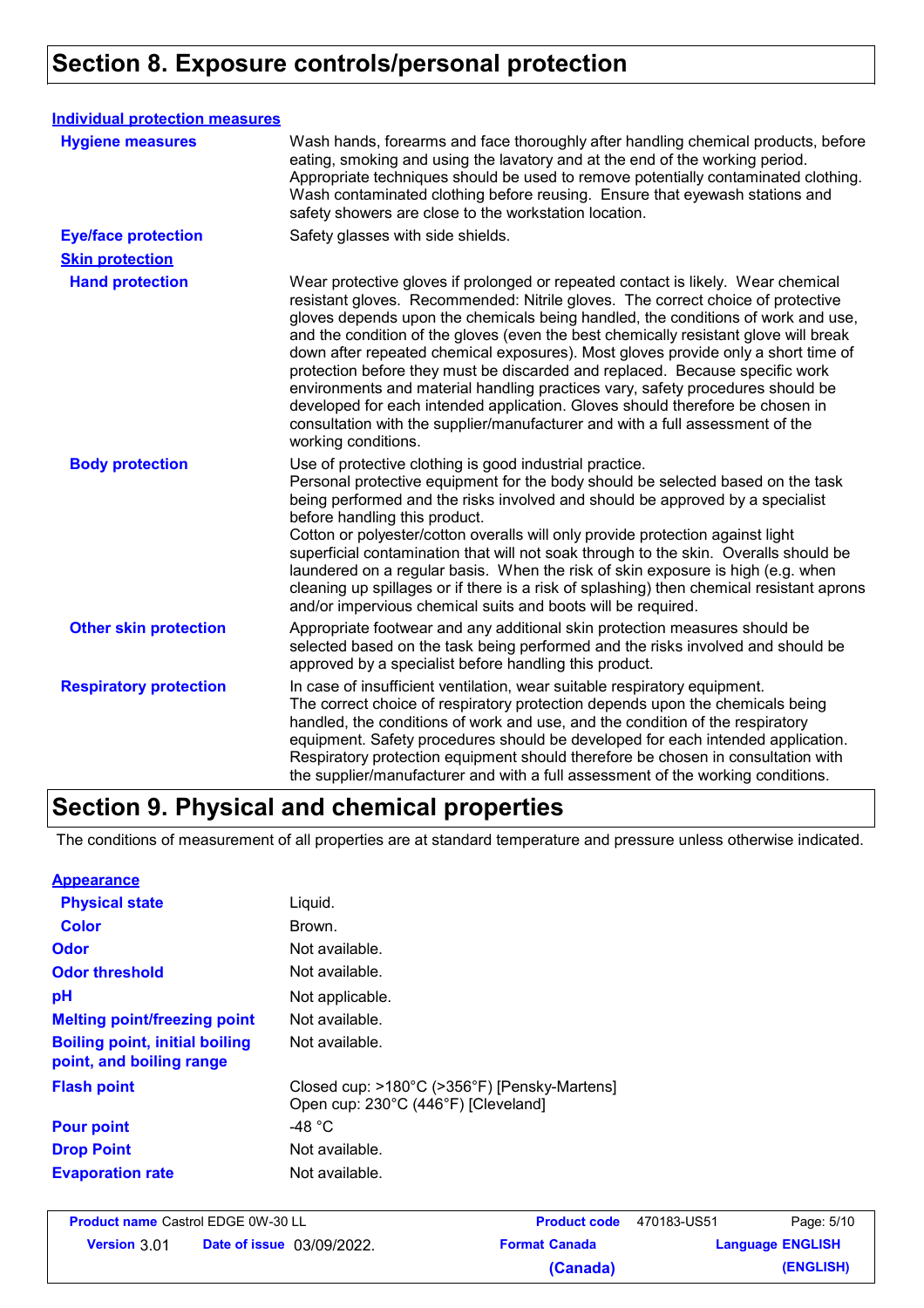## Section 8. Exposure controls/personal protection

### Individual protection measures

| | |
|---|---|
| **Hygiene measures** | Wash hands, forearms and face thoroughly after handling chemical products, before eating, smoking and using the lavatory and at the end of the working period. Appropriate techniques should be used to remove potentially contaminated clothing. Wash contaminated clothing before reusing. Ensure that eyewash stations and safety showers are close to the workstation location. |
| **Eye/face protection** | Safety glasses with side shields. |
| **Skin protection** | |
| **Hand protection** | Wear protective gloves if prolonged or repeated contact is likely. Wear chemical resistant gloves. Recommended: Nitrile gloves. The correct choice of protective gloves depends upon the chemicals being handled, the conditions of work and use, and the condition of the gloves (even the best chemically resistant glove will break down after repeated chemical exposures). Most gloves provide only a short time of protection before they must be discarded and replaced. Because specific work environments and material handling practices vary, safety procedures should be developed for each intended application. Gloves should therefore be chosen in consultation with the supplier/manufacturer and with a full assessment of the working conditions. |
| **Body protection** | Use of protective clothing is good industrial practice. Personal protective equipment for the body should be selected based on the task being performed and the risks involved and should be approved by a specialist before handling this product. Cotton or polyester/cotton overalls will only provide protection against light superficial contamination that will not soak through to the skin. Overalls should be laundered on a regular basis. When the risk of skin exposure is high (e.g. when cleaning up spillages or if there is a risk of splashing) then chemical resistant aprons and/or impervious chemical suits and boots will be required. |
| **Other skin protection** | Appropriate footwear and any additional skin protection measures should be selected based on the task being performed and the risks involved and should be approved by a specialist before handling this product. |
| **Respiratory protection** | In case of insufficient ventilation, wear suitable respiratory equipment. The correct choice of respiratory protection depends upon the chemicals being handled, the conditions of work and use, and the condition of the respiratory equipment. Safety procedures should be developed for each intended application. Respiratory protection equipment should therefore be chosen in consultation with the supplier/manufacturer and with a full assessment of the working conditions. |

## Section 9. Physical and chemical properties

The conditions of measurement of all properties are at standard temperature and pressure unless otherwise indicated.

### Appearance

| | |
|---|---|
| **Physical state** | Liquid. |
| **Color** | Brown. |
| **Odor** | Not available. |
| **Odor threshold** | Not available. |
| **pH** | Not applicable. |
| **Melting point/freezing point** | Not available. |
| **Boiling point, initial boiling point, and boiling range** | Not available. |
| **Flash point** | Closed cup: >180°C (>356°F) [Pensky-Martens]<br>Open cup: 230°C (446°F) [Cleveland] |
| **Pour point** | -48 °C |
| **Drop Point** | Not available. |
| **Evaporation rate** | Not available. |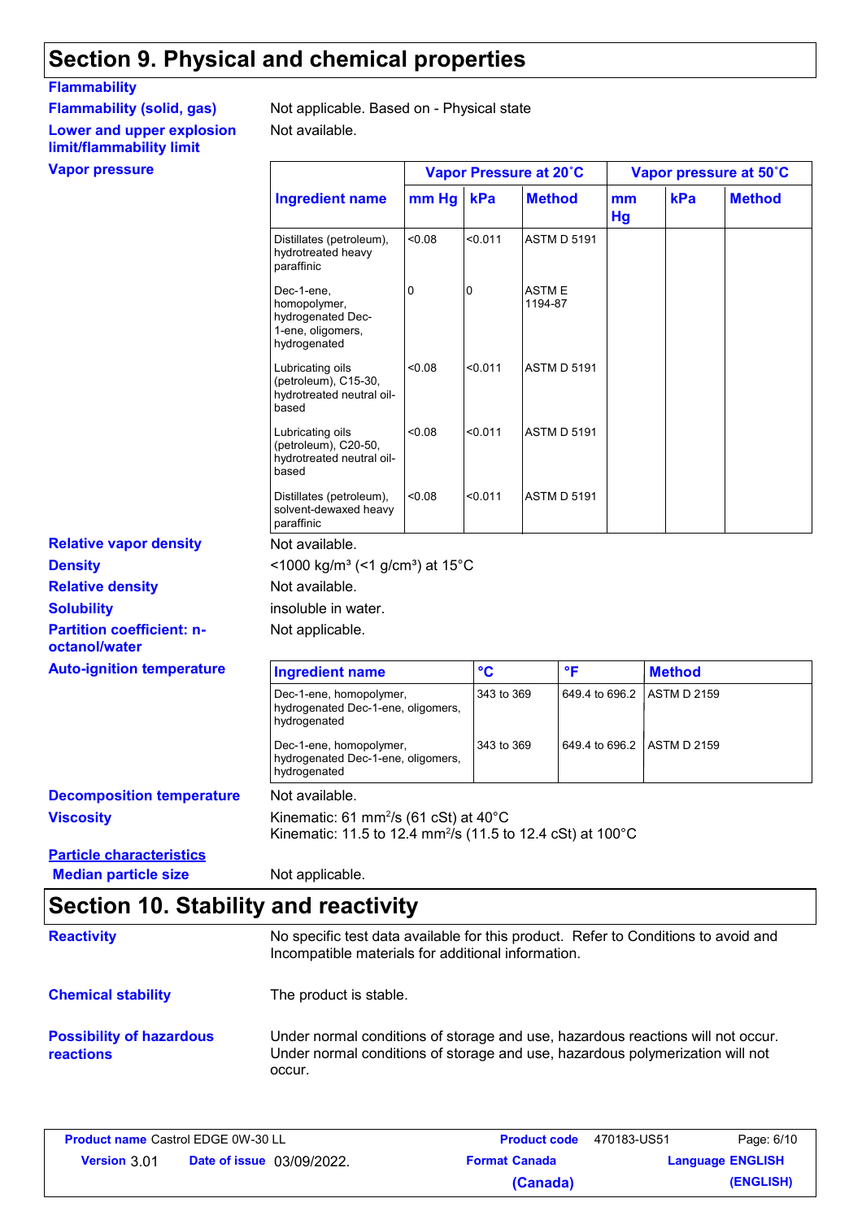# Section 9. Physical and chemical properties

**Flammability**

**Flammability (solid, gas)** Not applicable. Based on - Physical state

**Lower and upper explosion limit/flammability limit** Not available.

**Vapor pressure**

| Ingredient name | Vapor Pressure at 20˚C | | | Vapor pressure at 50˚C | | |
|---|---|---|---|---|---|---|
| | mm Hg | kPa | Method | mm Hg | kPa | Method |
| Distillates (petroleum), hydrotreated heavy paraffinic | <0.08 | <0.011 | ASTM D 5191 | | | |
| Dec-1-ene, homopolymer, hydrogenated Dec-1-ene, oligomers, hydrogenated | 0 | 0 | ASTM E 1194-87 | | | |
| Lubricating oils (petroleum), C15-30, hydrotreated neutral oil-based | <0.08 | <0.011 | ASTM D 5191 | | | |
| Lubricating oils (petroleum), C20-50, hydrotreated neutral oil-based | <0.08 | <0.011 | ASTM D 5191 | | | |
| Distillates (petroleum), solvent-dewaxed heavy paraffinic | <0.08 | <0.011 | ASTM D 5191 | | | |

**Relative vapor density** Not available.

**Density** <1000 kg/m³ (<1 g/cm³) at 15°C

**Relative density** Not available.

**Solubility** insoluble in water.

**Partition coefficient: n-octanol/water** Not applicable.

**Auto-ignition temperature**

| Ingredient name | °C | °F | Method |
|---|---|---|---|
| Dec-1-ene, homopolymer, hydrogenated Dec-1-ene, oligomers, hydrogenated | 343 to 369 | 649.4 to 696.2 | ASTM D 2159 |
| Dec-1-ene, homopolymer, hydrogenated Dec-1-ene, oligomers, hydrogenated | 343 to 369 | 649.4 to 696.2 | ASTM D 2159 |

**Decomposition temperature** Not available.

**Viscosity** Kinematic: 61 $mm^2/s$ (61 cSt) at 40°C
Kinematic: 11.5 to 12.4 $mm^2/s$ (11.5 to 12.4 cSt) at 100°C

**Particle characteristics**

**Median particle size** Not applicable.

# Section 10. Stability and reactivity

**Reactivity** No specific test data available for this product. Refer to Conditions to avoid and Incompatible materials for additional information.

**Chemical stability** The product is stable.

**Possibility of hazardous reactions** Under normal conditions of storage and use, hazardous reactions will not occur. Under normal conditions of storage and use, hazardous polymerization will not occur.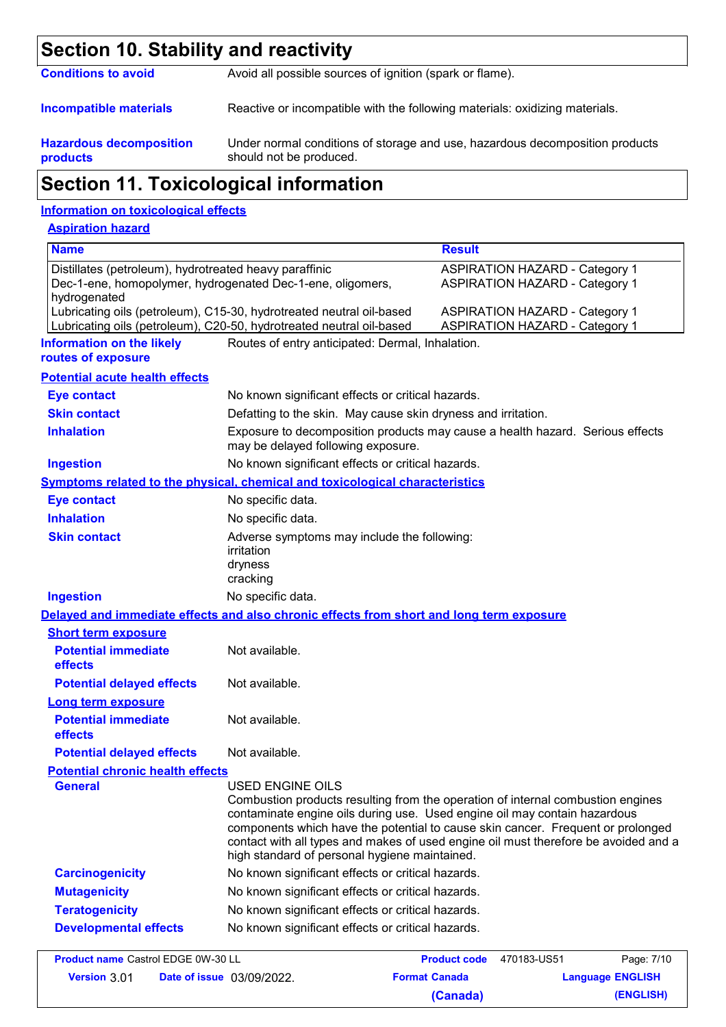## Section 10. Stability and reactivity

**Conditions to avoid**
Avoid all possible sources of ignition (spark or flame).

**Incompatible materials**
Reactive or incompatible with the following materials: oxidizing materials.

**Hazardous decomposition products**
Under normal conditions of storage and use, hazardous decomposition products should not be produced.

## Section 11. Toxicological information

### Information on toxicological effects

#### Aspiration hazard

| Name | Result |
|---|---|
| Distillates (petroleum), hydrotreated heavy paraffinic | ASPIRATION HAZARD - Category 1 |
| Dec-1-ene, homopolymer, hydrogenated Dec-1-ene, oligomers, hydrogenated | ASPIRATION HAZARD - Category 1 |
| Lubricating oils (petroleum), C15-30, hydrotreated neutral oil-based | ASPIRATION HAZARD - Category 1 |
| Lubricating oils (petroleum), C20-50, hydrotreated neutral oil-based | ASPIRATION HAZARD - Category 1 |

**Information on the likely routes of exposure**
Routes of entry anticipated: Dermal, Inhalation.

#### Potential acute health effects

**Eye contact**
No known significant effects or critical hazards.

**Skin contact**
Defatting to the skin. May cause skin dryness and irritation.

**Inhalation**
Exposure to decomposition products may cause a health hazard. Serious effects may be delayed following exposure.

**Ingestion**
No known significant effects or critical hazards.

#### Symptoms related to the physical, chemical and toxicological characteristics

**Eye contact**
No specific data.

**Inhalation**
No specific data.

**Skin contact**
Adverse symptoms may include the following:
irritation
dryness
cracking

**Ingestion**
No specific data.

#### Delayed and immediate effects and also chronic effects from short and long term exposure

##### Short term exposure

**Potential immediate effects**
Not available.

**Potential delayed effects**
Not available.

##### Long term exposure

**Potential immediate effects**
Not available.

**Potential delayed effects**
Not available.

##### Potential chronic health effects

**General**
USED ENGINE OILS
Combustion products resulting from the operation of internal combustion engines contaminate engine oils during use. Used engine oil may contain hazardous components which have the potential to cause skin cancer. Frequent or prolonged contact with all types and makes of used engine oil must therefore be avoided and a high standard of personal hygiene maintained.

**Carcinogenicity**
No known significant effects or critical hazards.

**Mutagenicity**
No known significant effects or critical hazards.

**Teratogenicity**
No known significant effects or critical hazards.

**Developmental effects**
No known significant effects or critical hazards.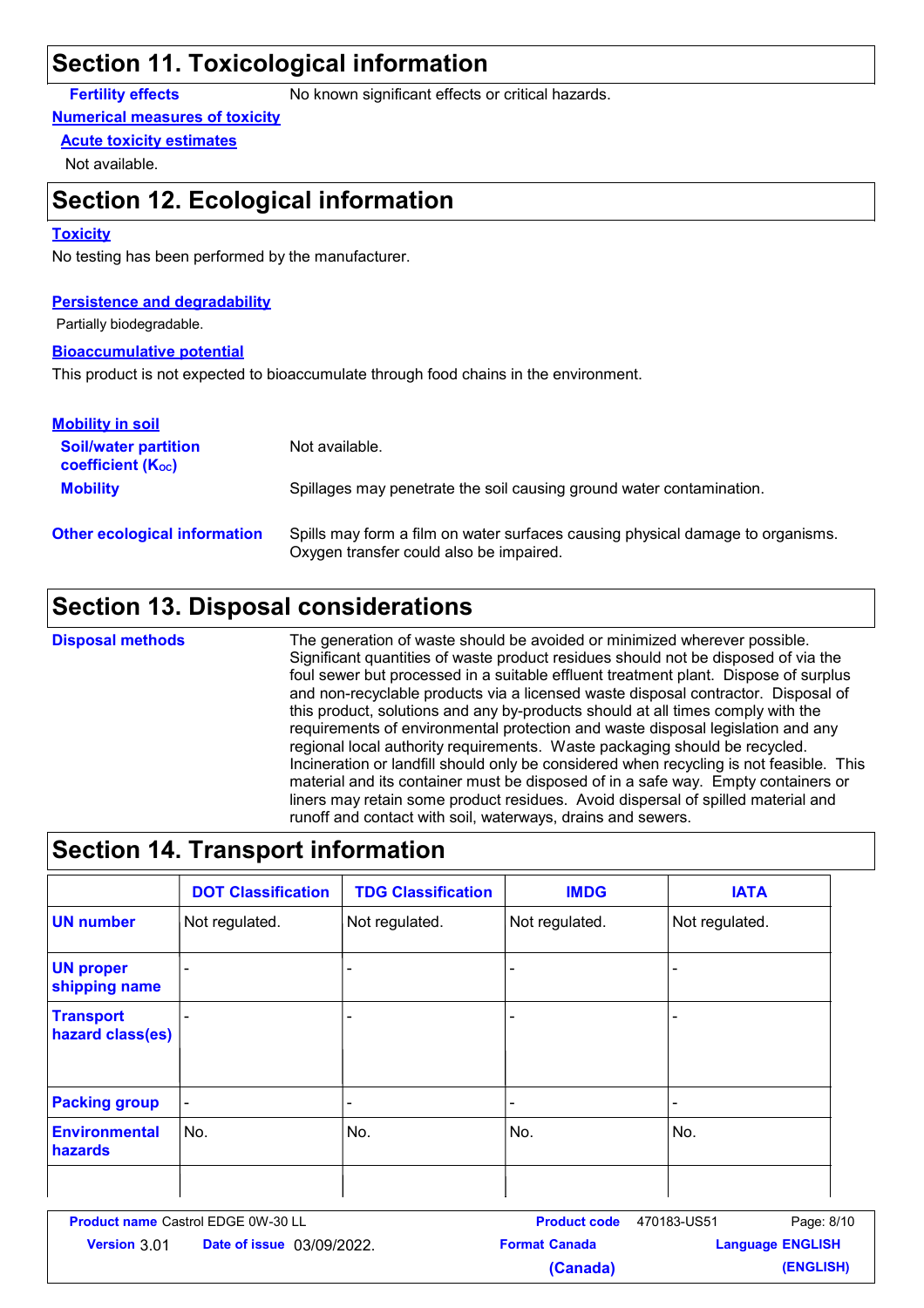## Section 11. Toxicological information

**Fertility effects**: No known significant effects or critical hazards.

**Numerical measures of toxicity**

**Acute toxicity estimates**

Not available.

## Section 12. Ecological information

**Toxicity**

No testing has been performed by the manufacturer.

**Persistence and degradability**

Partially biodegradable.

**Bioaccumulative potential**

This product is not expected to bioaccumulate through food chains in the environment.

**Mobility in soil**

**Soil/water partition coefficient ($K_{OC}$)**: Not available.

**Mobility**: Spillages may penetrate the soil causing ground water contamination.

**Other ecological information**: Spills may form a film on water surfaces causing physical damage to organisms. Oxygen transfer could also be impaired.

## Section 13. Disposal considerations

**Disposal methods**: The generation of waste should be avoided or minimized wherever possible. Significant quantities of waste product residues should not be disposed of via the foul sewer but processed in a suitable effluent treatment plant. Dispose of surplus and non-recyclable products via a licensed waste disposal contractor. Disposal of this product, solutions and any by-products should at all times comply with the requirements of environmental protection and waste disposal legislation and any regional local authority requirements. Waste packaging should be recycled. Incineration or landfill should only be considered when recycling is not feasible. This material and its container must be disposed of in a safe way. Empty containers or liners may retain some product residues. Avoid dispersal of spilled material and runoff and contact with soil, waterways, drains and sewers.

## Section 14. Transport information

| | DOT Classification | TDG Classification | IMDG | IATA |
|---|---|---|---|---|
| **UN number** | Not regulated. | Not regulated. | Not regulated. | Not regulated. |
| **UN proper shipping name** | - | - | - | - |
| **Transport hazard class(es)** | - | - | - | - |
| **Packing group** | - | - | - | - |
| **Environmental hazards** | No. | No. | No. | No. |
| | | | | |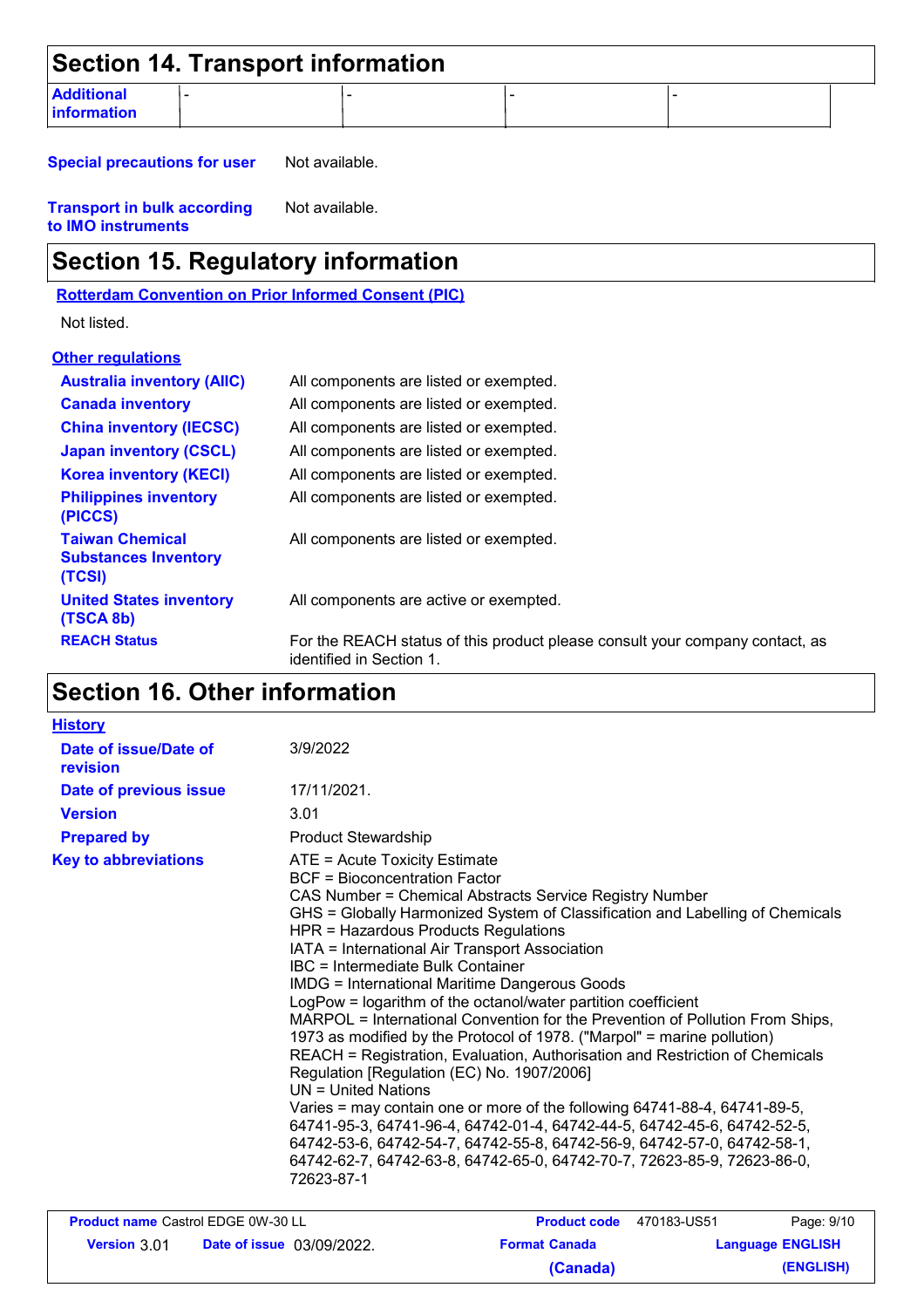## Section 14. Transport information

| Additional information | - | - | - | - |
|---|---|---|---|---|

**Special precautions for user** Not available.

**Transport in bulk according to IMO instruments** Not available.

## Section 15. Regulatory information

**Rotterdam Convention on Prior Informed Consent (PIC)**

Not listed.

**Other regulations**

| | |
|---|---|
| **Australia inventory (AIIC)** | All components are listed or exempted. |
| **Canada inventory** | All components are listed or exempted. |
| **China inventory (IECSC)** | All components are listed or exempted. |
| **Japan inventory (CSCL)** | All components are listed or exempted. |
| **Korea inventory (KECI)** | All components are listed or exempted. |
| **Philippines inventory (PICCS)** | All components are listed or exempted. |
| **Taiwan Chemical Substances Inventory (TCSI)** | All components are listed or exempted. |
| **United States inventory (TSCA 8b)** | All components are active or exempted. |
| **REACH Status** | For the REACH status of this product please consult your company contact, as identified in Section 1. |

## Section 16. Other information

**History**

| | |
|---|---|
| **Date of issue/Date of revision** | 3/9/2022 |
| **Date of previous issue** | 17/11/2021. |
| **Version** | 3.01 |
| **Prepared by** | Product Stewardship |

**Key to abbreviations**

ATE = Acute Toxicity Estimate
BCF = Bioconcentration Factor
CAS Number = Chemical Abstracts Service Registry Number
GHS = Globally Harmonized System of Classification and Labelling of Chemicals
HPR = Hazardous Products Regulations
IATA = International Air Transport Association
IBC = Intermediate Bulk Container
IMDG = International Maritime Dangerous Goods
LogPow = logarithm of the octanol/water partition coefficient
MARPOL = International Convention for the Prevention of Pollution From Ships, 1973 as modified by the Protocol of 1978. ("Marpol" = marine pollution)
REACH = Registration, Evaluation, Authorisation and Restriction of Chemicals Regulation [Regulation (EC) No. 1907/2006]
UN = United Nations
Varies = may contain one or more of the following 64741-88-4, 64741-89-5, 64741-95-3, 64741-96-4, 64742-01-4, 64742-44-5, 64742-45-6, 64742-52-5, 64742-53-6, 64742-54-7, 64742-55-8, 64742-56-9, 64742-57-0, 64742-58-1, 64742-62-7, 64742-63-8, 64742-65-0, 64742-70-7, 72623-85-9, 72623-86-0, 72623-87-1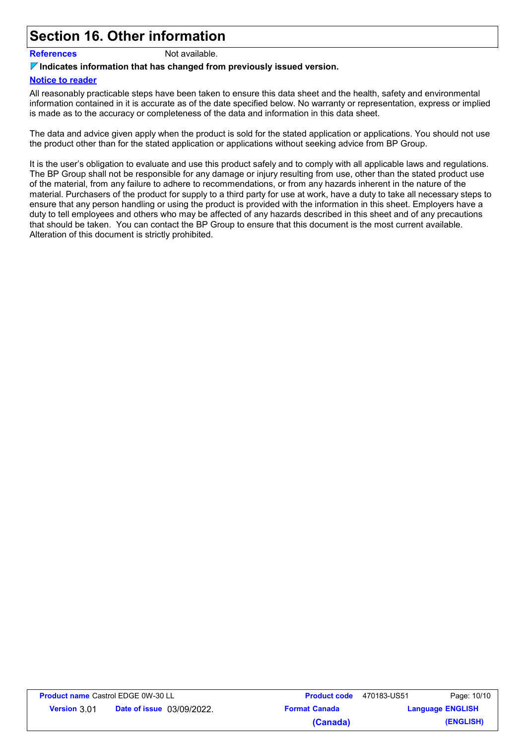# Section 16. Other information

**References** Not available.

**Indicates information that has changed from previously issued version.**

**Notice to reader**

All reasonably practicable steps have been taken to ensure this data sheet and the health, safety and environmental information contained in it is accurate as of the date specified below. No warranty or representation, express or implied is made as to the accuracy or completeness of the data and information in this data sheet.

The data and advice given apply when the product is sold for the stated application or applications. You should not use the product other than for the stated application or applications without seeking advice from BP Group.

It is the user's obligation to evaluate and use this product safely and to comply with all applicable laws and regulations. The BP Group shall not be responsible for any damage or injury resulting from use, other than the stated product use of the material, from any failure to adhere to recommendations, or from any hazards inherent in the nature of the material. Purchasers of the product for supply to a third party for use at work, have a duty to take all necessary steps to ensure that any person handling or using the product is provided with the information in this sheet. Employers have a duty to tell employees and others who may be affected of any hazards described in this sheet and of any precautions that should be taken. You can contact the BP Group to ensure that this document is the most current available. Alteration of this document is strictly prohibited.